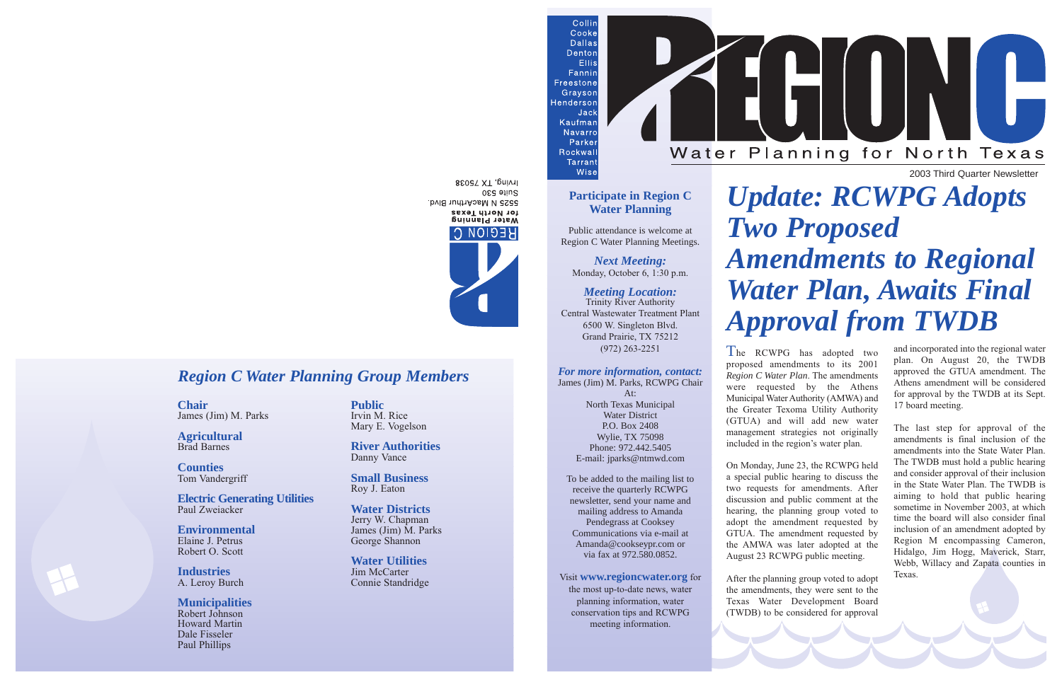REGION C

Water Planning for North Texas

2003 Third Quarter Newsletter

Collin
Cooke
Dallas
Denton
Ellis
Fannin
Freestone
Grayson
Henderson
Jack
Kaufman
Navarro
Parker
Rockwall
Tarrant
Wise

# *Update: RCWPG Adopts Two Proposed Amendments to Regional Water Plan, Awaits Final Approval from TWDB*

The RCWPG has adopted two proposed amendments to its 2001 *Region C Water Plan*. The amendments were requested by the Athens Municipal Water Authority (AMWA) and the Greater Texoma Utility Authority (GTUA) and will add new water management strategies not originally included in the region's water plan.

On Monday, June 23, the RCWPG held a special public hearing to discuss the two requests for amendments. After discussion and public comment at the hearing, the planning group voted to adopt the amendment requested by GTUA. The amendment requested by the AMWA was later adopted at the August 23 RCWPG public meeting.

After the planning group voted to adopt the amendments, they were sent to the Texas Water Development Board (TWDB) to be considered for approval and incorporated into the regional water plan. On August 20, the TWDB approved the GTUA amendment. The Athens amendment will be considered for approval by the TWDB at its Sept. 17 board meeting.

The last step for approval of the amendments is final inclusion of the amendments into the State Water Plan. The TWDB must hold a public hearing and consider approval of their inclusion in the State Water Plan. The TWDB is aiming to hold that public hearing sometime in November 2003, at which time the board will also consider final inclusion of an amendment adopted by Region M encompassing Cameron, Hidalgo, Jim Hogg, Maverick, Starr, Webb, Willacy and Zapata counties in Texas.

## Participate in Region C Water Planning

Public attendance is welcome at Region C Water Planning Meetings.

***Next Meeting:***
Monday, October 6, 1:30 p.m.

***Meeting Location:***
Trinity River Authority
Central Wastewater Treatment Plant
6500 W. Singleton Blvd.
Grand Prairie, TX 75212
(972) 263-2251

***For more information, contact:***
James (Jim) M. Parks, RCWPG Chair
At:
North Texas Municipal
Water District
P.O. Box 2408
Wylie, TX 75098
Phone: 972.442.5405
E-mail: jparks@ntmwd.com

To be added to the mailing list to receive the quarterly RCWPG newsletter, send your name and mailing address to Amanda Pendegrass at Cooksey Communications via e-mail at Amanda@cookseypr.com or via fax at 972.580.0852.

Visit **www.regioncwater.org** for the most up-to-date news, water planning information, water conservation tips and RCWPG meeting information.

REGION C
**Water Planning for North Texas**
5525 N MacArthur Blvd.
Suite 530
Irving, TX 75038

## *Region C Water Planning Group Members*

**Chair**
James (Jim) M. Parks

**Agricultural**
Brad Barnes

**Counties**
Tom Vandergriff

**Electric Generating Utilities**
Paul Zweiacker

**Environmental**
Elaine J. Petrus
Robert O. Scott

**Industries**
A. Leroy Burch

**Municipalities**
Robert Johnson
Howard Martin
Dale Fisseler
Paul Phillips

**Public**
Irvin M. Rice
Mary E. Vogelson

**River Authorities**
Danny Vance

**Small Business**
Roy J. Eaton

**Water Districts**
Jerry W. Chapman
James (Jim) M. Parks
George Shannon

**Water Utilities**
Jim McCarter
Connie Standridge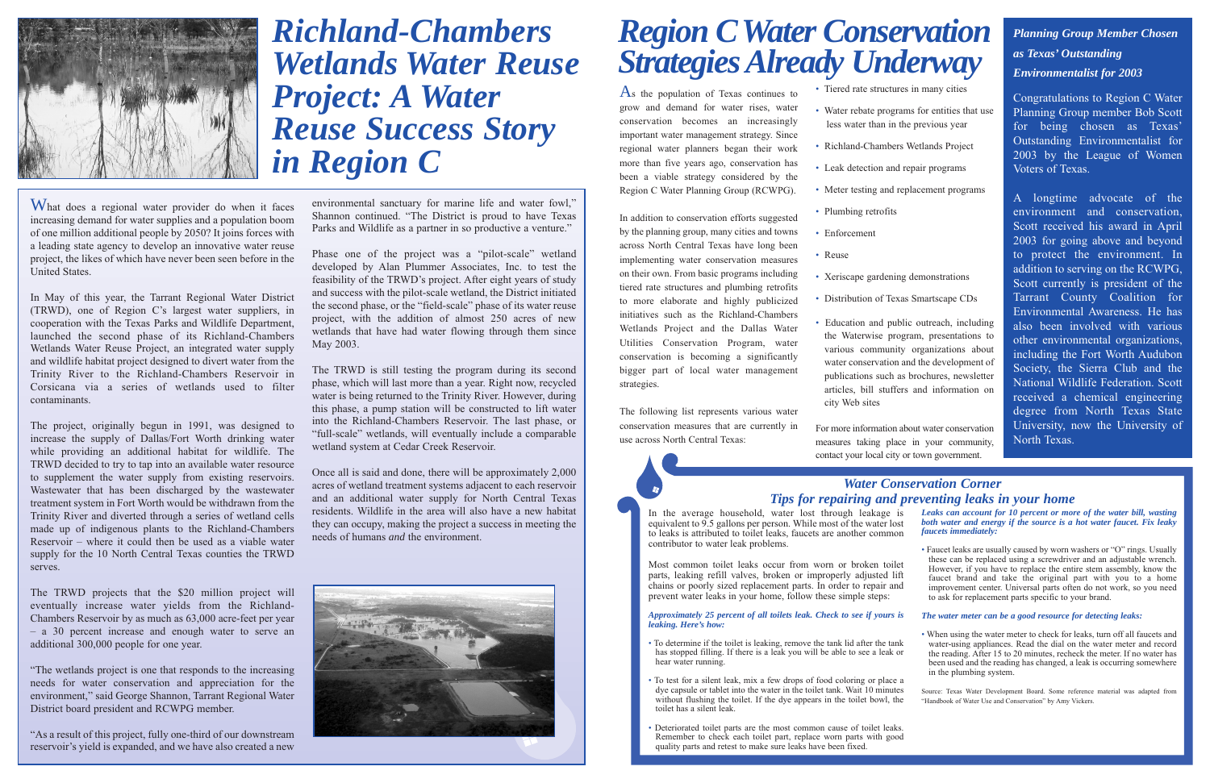# Richland-Chambers Wetlands Water Reuse Project: A Water Reuse Success Story in Region C

What does a regional water provider do when it faces increasing demand for water supplies and a population boom of one million additional people by 2050? It joins forces with a leading state agency to develop an innovative water reuse project, the likes of which have never been seen before in the United States.

In May of this year, the Tarrant Regional Water District (TRWD), one of Region C's largest water suppliers, in cooperation with the Texas Parks and Wildlife Department, launched the second phase of its Richland-Chambers Wetlands Water Reuse Project, an integrated water supply and wildlife habitat project designed to divert water from the Trinity River to the Richland-Chambers Reservoir in Corsicana via a series of wetlands used to filter contaminants.

The project, originally begun in 1991, was designed to increase the supply of Dallas/Fort Worth drinking water while providing an additional habitat for wildlife. The TRWD decided to try to tap into an available water resource to supplement the water supply from existing reservoirs. Wastewater that has been discharged by the wastewater treatment system in Fort Worth would be withdrawn from the Trinity River and diverted through a series of wetland cells made up of indigenous plants to the Richland-Chambers Reservoir – where it could then be used as a viable water supply for the 10 North Central Texas counties the TRWD serves.

The TRWD projects that the $20 million project will eventually increase water yields from the Richland-Chambers Reservoir by as much as 63,000 acre-feet per year – a 30 percent increase and enough water to serve an additional 300,000 people for one year.

"The wetlands project is one that responds to the increasing needs for water conservation and appreciation for the environment," said George Shannon, Tarrant Regional Water District board president and RCWPG member.

"As a result of this project, fully one-third of our downstream reservoir's yield is expanded, and we have also created a new environmental sanctuary for marine life and water fowl," Shannon continued. "The District is proud to have Texas Parks and Wildlife as a partner in so productive a venture."

Phase one of the project was a "pilot-scale" wetland developed by Alan Plummer Associates, Inc. to test the feasibility of the TRWD's project. After eight years of study and success with the pilot-scale wetland, the District initiated the second phase, or the "field-scale" phase of its water reuse project, with the addition of almost 250 acres of new wetlands that have had water flowing through them since May 2003.

The TRWD is still testing the program during its second phase, which will last more than a year. Right now, recycled water is being returned to the Trinity River. However, during this phase, a pump station will be constructed to lift water into the Richland-Chambers Reservoir. The last phase, or "full-scale" wetlands, will eventually include a comparable wetland system at Cedar Creek Reservoir.

Once all is said and done, there will be approximately 2,000 acres of wetland treatment systems adjacent to each reservoir and an additional water supply for North Central Texas residents. Wildlife in the area will also have a new habitat they can occupy, making the project a success in meeting the needs of humans *and* the environment.

# Region C Water Conservation Strategies Already Underway

As the population of Texas continues to grow and demand for water rises, water conservation becomes an increasingly important water management strategy. Since regional water planners began their work more than five years ago, conservation has been a viable strategy considered by the Region C Water Planning Group (RCWPG).

In addition to conservation efforts suggested by the planning group, many cities and towns across North Central Texas have long been implementing water conservation measures on their own. From basic programs including tiered rate structures and plumbing retrofits to more elaborate and highly publicized initiatives such as the Richland-Chambers Wetlands Project and the Dallas Water Utilities Conservation Program, water conservation is becoming a significantly bigger part of local water management strategies.

The following list represents various water conservation measures that are currently in use across North Central Texas:

- Tiered rate structures in many cities
- Water rebate programs for entities that use less water than in the previous year
- Richland-Chambers Wetlands Project
- Leak detection and repair programs
- Meter testing and replacement programs
- Plumbing retrofits
- Enforcement
- Reuse
- Xeriscape gardening demonstrations
- Distribution of Texas Smartscape CDs
- Education and public outreach, including the Waterwise program, presentations to various community organizations about water conservation and the development of publications such as brochures, newsletter articles, bill stuffers and information on city Web sites

For more information about water conservation measures taking place in your community, contact your local city or town government.

## *Planning Group Member Chosen as Texas' Outstanding Environmentalist for 2003*

Congratulations to Region C Water Planning Group member Bob Scott for being chosen as Texas' Outstanding Environmentalist for 2003 by the League of Women Voters of Texas.

A longtime advocate of the environment and conservation, Scott received his award in April 2003 for going above and beyond to protect the environment. In addition to serving on the RCWPG, Scott currently is president of the Tarrant County Coalition for Environmental Awareness. He has also been involved with various other environmental organizations, including the Fort Worth Audubon Society, the Sierra Club and the National Wildlife Federation. Scott received a chemical engineering degree from North Texas State University, now the University of North Texas.

## *Water Conservation Corner*
### *Tips for repairing and preventing leaks in your home*

In the average household, water lost through leakage is equivalent to 9.5 gallons per person. While most of the water lost to leaks is attributed to toilet leaks, faucets are another common contributor to water leak problems.

Most common toilet leaks occur from worn or broken toilet parts, leaking refill valves, broken or improperly adjusted lift chains or poorly sized replacement parts. In order to repair and prevent water leaks in your home, follow these simple steps:

***Approximately 25 percent of all toilets leak. Check to see if yours is leaking. Here's how:***

- To determine if the toilet is leaking, remove the tank lid after the tank has stopped filling. If there is a leak you will be able to see a leak or hear water running.
- To test for a silent leak, mix a few drops of food coloring or place a dye capsule or tablet into the water in the toilet tank. Wait 10 minutes without flushing the toilet. If the dye appears in the toilet bowl, the toilet has a silent leak.
- Deteriorated toilet parts are the most common cause of toilet leaks. Remember to check each toilet part, replace worn parts with good quality parts and retest to make sure leaks have been fixed.

***Leaks can account for 10 percent or more of the water bill, wasting both water and energy if the source is a hot water faucet. Fix leaky faucets immediately:***

- Faucet leaks are usually caused by worn washers or "O" rings. Usually these can be replaced using a screwdriver and an adjustable wrench. However, if you have to replace the entire stem assembly, know the faucet brand and take the original part with you to a home improvement center. Universal parts often do not work, so you need to ask for replacement parts specific to your brand.

***The water meter can be a good resource for detecting leaks:***

- When using the water meter to check for leaks, turn off all faucets and water-using appliances. Read the dial on the water meter and record the reading. After 15 to 20 minutes, recheck the meter. If no water has been used and the reading has changed, a leak is occurring somewhere in the plumbing system.

Source: Texas Water Development Board. Some reference material was adapted from "Handbook of Water Use and Conservation" by Amy Vickers.